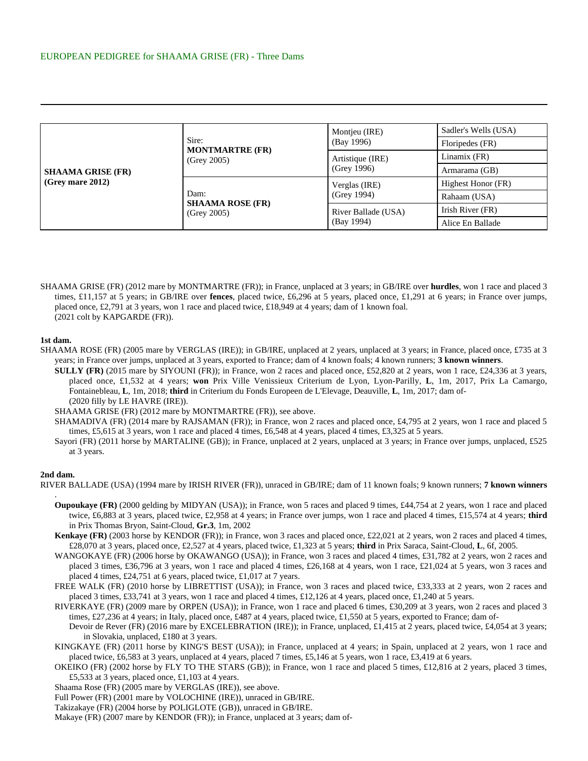EUROPEAN PEDIGREE for SHAAMA GRISE (FR) - Three Dams

| | | | |
|---|---|---|---|
| **SHAAMA GRISE (FR)** **(Grey mare 2012)** | Sire: **MONTMARTRE (FR)** (Grey 2005) | Montjeu (IRE) (Bay 1996) | Sadler's Wells (USA) |
| | | | Floripedes (FR) |
| | | Artistique (IRE) (Grey 1996) | Linamix (FR) |
| | | | Armarama (GB) |
| | Dam: **SHAAMA ROSE (FR)** (Grey 2005) | Verglas (IRE) (Grey 1994) | Highest Honor (FR) |
| | | | Rahaam (USA) |
| | | River Ballade (USA) (Bay 1994) | Irish River (FR) |
| | | | Alice En Ballade |

SHAAMA GRISE (FR) (2012 mare by MONTMARTRE (FR)); in France, unplaced at 3 years; in GB/IRE over **hurdles**, won 1 race and placed 3 times, £11,157 at 5 years; in GB/IRE over **fences**, placed twice, £6,296 at 5 years, placed once, £1,291 at 6 years; in France over jumps, placed once, £2,791 at 3 years, won 1 race and placed twice, £18,949 at 4 years; dam of 1 known foal.
(2021 colt by KAPGARDE (FR)).

**1st dam.**

SHAAMA ROSE (FR) (2005 mare by VERGLAS (IRE)); in GB/IRE, unplaced at 2 years, unplaced at 3 years; in France, placed once, £735 at 3 years; in France over jumps, unplaced at 3 years, exported to France; dam of 4 known foals; 4 known runners; **3 known winners**.

**SULLY (FR)** (2015 mare by SIYOUNI (FR)); in France, won 2 races and placed once, £52,820 at 2 years, won 1 race, £24,336 at 3 years, placed once, £1,532 at 4 years; **won** Prix Ville Venissieux Criterium de Lyon, Lyon-Parilly, **L**, 1m, 2017, Prix La Camargo, Fontainebleau, **L**, 1m, 2018; **third** in Criterium du Fonds Europeen de L'Elevage, Deauville, **L**, 1m, 2017; dam of-
(2020 filly by LE HAVRE (IRE)).

SHAAMA GRISE (FR) (2012 mare by MONTMARTRE (FR)), see above.

SHAMADIVA (FR) (2014 mare by RAJSAMAN (FR)); in France, won 2 races and placed once, £4,795 at 2 years, won 1 race and placed 5 times, £5,615 at 3 years, won 1 race and placed 4 times, £6,548 at 4 years, placed 4 times, £3,325 at 5 years.

Sayori (FR) (2011 horse by MARTALINE (GB)); in France, unplaced at 2 years, unplaced at 3 years; in France over jumps, unplaced, £525 at 3 years.

**2nd dam.**

RIVER BALLADE (USA) (1994 mare by IRISH RIVER (FR)), unraced in GB/IRE; dam of 11 known foals; 9 known runners; **7 known winners**.

**Oupoukaye (FR)** (2000 gelding by MIDYAN (USA)); in France, won 5 races and placed 9 times, £44,754 at 2 years, won 1 race and placed twice, £6,883 at 3 years, placed twice, £2,958 at 4 years; in France over jumps, won 1 race and placed 4 times, £15,574 at 4 years; **third** in Prix Thomas Bryon, Saint-Cloud, **Gr.3**, 1m, 2002

**Kenkaye (FR)** (2003 horse by KENDOR (FR)); in France, won 3 races and placed once, £22,021 at 2 years, won 2 races and placed 4 times, £28,070 at 3 years, placed once, £2,527 at 4 years, placed twice, £1,323 at 5 years; **third** in Prix Saraca, Saint-Cloud, **L**, 6f, 2005.

WANGOKAYE (FR) (2006 horse by OKAWANGO (USA)); in France, won 3 races and placed 4 times, £31,782 at 2 years, won 2 races and placed 3 times, £36,796 at 3 years, won 1 race and placed 4 times, £26,168 at 4 years, won 1 race, £21,024 at 5 years, won 3 races and placed 4 times, £24,751 at 6 years, placed twice, £1,017 at 7 years.

FREE WALK (FR) (2010 horse by LIBRETTIST (USA)); in France, won 3 races and placed twice, £33,333 at 2 years, won 2 races and placed 3 times, £33,741 at 3 years, won 1 race and placed 4 times, £12,126 at 4 years, placed once, £1,240 at 5 years.

RIVERKAYE (FR) (2009 mare by ORPEN (USA)); in France, won 1 race and placed 6 times, £30,209 at 3 years, won 2 races and placed 3 times, £27,236 at 4 years; in Italy, placed once, £487 at 4 years, placed twice, £1,550 at 5 years, exported to France; dam of-

Devoir de Rever (FR) (2016 mare by EXCELEBRATION (IRE)); in France, unplaced, £1,415 at 2 years, placed twice, £4,054 at 3 years; in Slovakia, unplaced, £180 at 3 years.

KINGKAYE (FR) (2011 horse by KING'S BEST (USA)); in France, unplaced at 4 years; in Spain, unplaced at 2 years, won 1 race and placed twice, £6,583 at 3 years, unplaced at 4 years, placed 7 times, £5,146 at 5 years, won 1 race, £3,419 at 6 years.

OKEIKO (FR) (2002 horse by FLY TO THE STARS (GB)); in France, won 1 race and placed 5 times, £12,816 at 2 years, placed 3 times, £5,533 at 3 years, placed once, £1,103 at 4 years.

Shaama Rose (FR) (2005 mare by VERGLAS (IRE)), see above.

Full Power (FR) (2001 mare by VOLOCHINE (IRE)), unraced in GB/IRE.

Takizakaye (FR) (2004 horse by POLIGLOTE (GB)), unraced in GB/IRE.

Makaye (FR) (2007 mare by KENDOR (FR)); in France, unplaced at 3 years; dam of-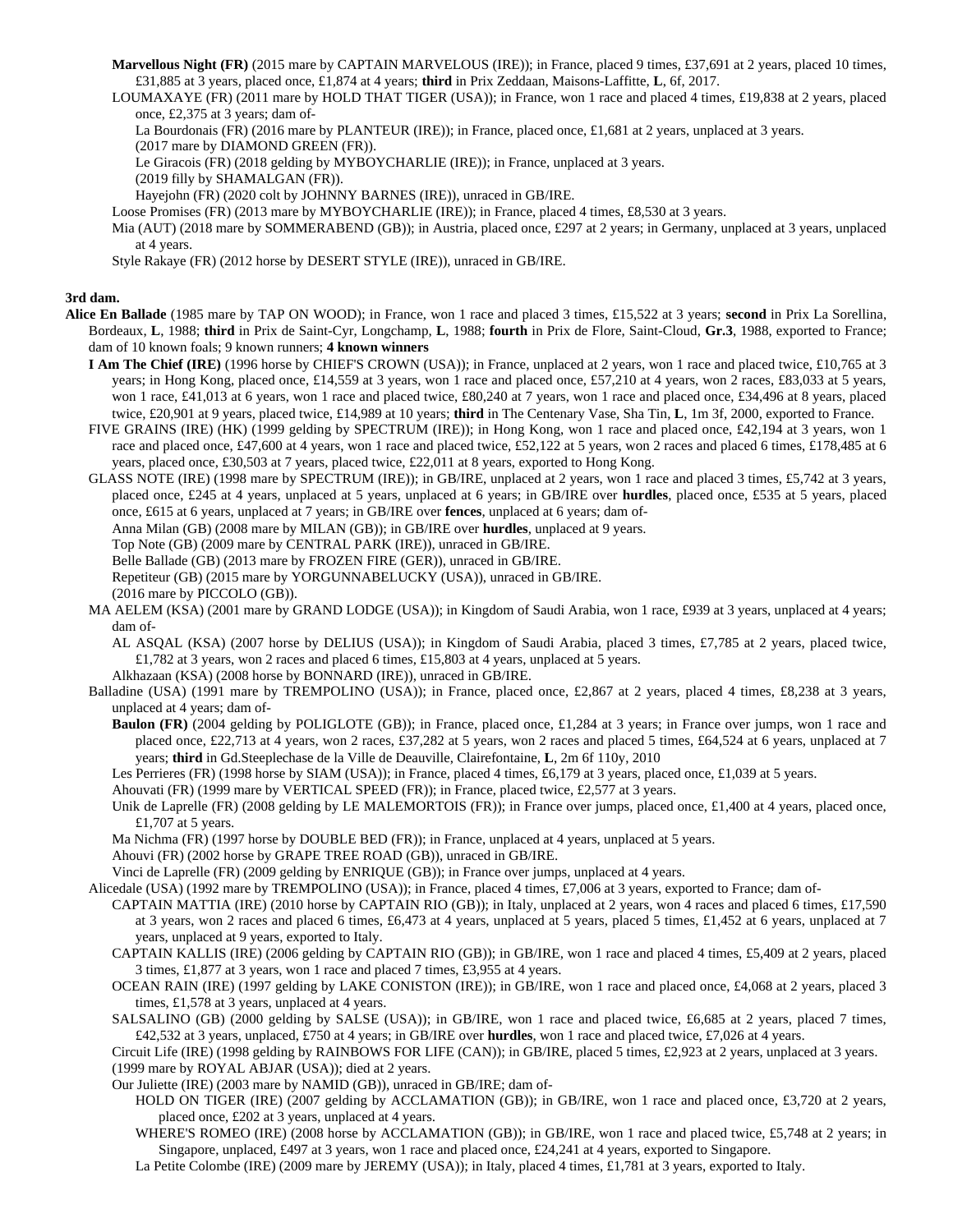**Marvellous Night (FR)** (2015 mare by CAPTAIN MARVELOUS (IRE)); in France, placed 9 times, £37,691 at 2 years, placed 10 times, £31,885 at 3 years, placed once, £1,874 at 4 years; **third** in Prix Zeddaan, Maisons-Laffitte, **L**, 6f, 2017.

LOUMAXAYE (FR) (2011 mare by HOLD THAT TIGER (USA)); in France, won 1 race and placed 4 times, £19,838 at 2 years, placed once, £2,375 at 3 years; dam of-

La Bourdonais (FR) (2016 mare by PLANTEUR (IRE)); in France, placed once, £1,681 at 2 years, unplaced at 3 years.

(2017 mare by DIAMOND GREEN (FR)).

Le Giracois (FR) (2018 gelding by MYBOYCHARLIE (IRE)); in France, unplaced at 3 years.

(2019 filly by SHAMALGAN (FR)).

Hayejohn (FR) (2020 colt by JOHNNY BARNES (IRE)), unraced in GB/IRE.

Loose Promises (FR) (2013 mare by MYBOYCHARLIE (IRE)); in France, placed 4 times, £8,530 at 3 years.

Mia (AUT) (2018 mare by SOMMERABEND (GB)); in Austria, placed once, £297 at 2 years; in Germany, unplaced at 3 years, unplaced at 4 years.

Style Rakaye (FR) (2012 horse by DESERT STYLE (IRE)), unraced in GB/IRE.

**3rd dam.**

**Alice En Ballade** (1985 mare by TAP ON WOOD); in France, won 1 race and placed 3 times, £15,522 at 3 years; **second** in Prix La Sorellina, Bordeaux, **L**, 1988; **third** in Prix de Saint-Cyr, Longchamp, **L**, 1988; **fourth** in Prix de Flore, Saint-Cloud, **Gr.3**, 1988, exported to France; dam of 10 known foals; 9 known runners; **4 known winners**

**I Am The Chief (IRE)** (1996 horse by CHIEF'S CROWN (USA)); in France, unplaced at 2 years, won 1 race and placed twice, £10,765 at 3 years; in Hong Kong, placed once, £14,559 at 3 years, won 1 race and placed once, £57,210 at 4 years, won 2 races, £83,033 at 5 years, won 1 race, £41,013 at 6 years, won 1 race and placed twice, £80,240 at 7 years, won 1 race and placed once, £34,496 at 8 years, placed twice, £20,901 at 9 years, placed twice, £14,989 at 10 years; **third** in The Centenary Vase, Sha Tin, **L**, 1m 3f, 2000, exported to France.

FIVE GRAINS (IRE) (HK) (1999 gelding by SPECTRUM (IRE)); in Hong Kong, won 1 race and placed once, £42,194 at 3 years, won 1 race and placed once, £47,600 at 4 years, won 1 race and placed twice, £52,122 at 5 years, won 2 races and placed 6 times, £178,485 at 6 years, placed once, £30,503 at 7 years, placed twice, £22,011 at 8 years, exported to Hong Kong.

GLASS NOTE (IRE) (1998 mare by SPECTRUM (IRE)); in GB/IRE, unplaced at 2 years, won 1 race and placed 3 times, £5,742 at 3 years, placed once, £245 at 4 years, unplaced at 5 years, unplaced at 6 years; in GB/IRE over **hurdles**, placed once, £535 at 5 years, placed once, £615 at 6 years, unplaced at 7 years; in GB/IRE over **fences**, unplaced at 6 years; dam of-

Anna Milan (GB) (2008 mare by MILAN (GB)); in GB/IRE over **hurdles**, unplaced at 9 years.

Top Note (GB) (2009 mare by CENTRAL PARK (IRE)), unraced in GB/IRE.

Belle Ballade (GB) (2013 mare by FROZEN FIRE (GER)), unraced in GB/IRE.

Repetiteur (GB) (2015 mare by YORGUNNABELUCKY (USA)), unraced in GB/IRE.

(2016 mare by PICCOLO (GB)).

MA AELEM (KSA) (2001 mare by GRAND LODGE (USA)); in Kingdom of Saudi Arabia, won 1 race, £939 at 3 years, unplaced at 4 years; dam of-

AL ASQAL (KSA) (2007 horse by DELIUS (USA)); in Kingdom of Saudi Arabia, placed 3 times, £7,785 at 2 years, placed twice, £1,782 at 3 years, won 2 races and placed 6 times, £15,803 at 4 years, unplaced at 5 years.

Alkhazaan (KSA) (2008 horse by BONNARD (IRE)), unraced in GB/IRE.

Balladine (USA) (1991 mare by TREMPOLINO (USA)); in France, placed once, £2,867 at 2 years, placed 4 times, £8,238 at 3 years, unplaced at 4 years; dam of-

**Baulon (FR)** (2004 gelding by POLIGLOTE (GB)); in France, placed once, £1,284 at 3 years; in France over jumps, won 1 race and placed once, £22,713 at 4 years, won 2 races, £37,282 at 5 years, won 2 races and placed 5 times, £64,524 at 6 years, unplaced at 7 years; **third** in Gd.Steeplechase de la Ville de Deauville, Clairefontaine, **L**, 2m 6f 110y, 2010

Les Perrieres (FR) (1998 horse by SIAM (USA)); in France, placed 4 times, £6,179 at 3 years, placed once, £1,039 at 5 years.

Ahouvati (FR) (1999 mare by VERTICAL SPEED (FR)); in France, placed twice, £2,577 at 3 years.

Unik de Laprelle (FR) (2008 gelding by LE MALEMORTOIS (FR)); in France over jumps, placed once, £1,400 at 4 years, placed once, £1,707 at 5 years.

Ma Nichma (FR) (1997 horse by DOUBLE BED (FR)); in France, unplaced at 4 years, unplaced at 5 years.

Ahouvi (FR) (2002 horse by GRAPE TREE ROAD (GB)), unraced in GB/IRE.

Vinci de Laprelle (FR) (2009 gelding by ENRIQUE (GB)); in France over jumps, unplaced at 4 years.

Alicedale (USA) (1992 mare by TREMPOLINO (USA)); in France, placed 4 times, £7,006 at 3 years, exported to France; dam of-

CAPTAIN MATTIA (IRE) (2010 horse by CAPTAIN RIO (GB)); in Italy, unplaced at 2 years, won 4 races and placed 6 times, £17,590 at 3 years, won 2 races and placed 6 times, £6,473 at 4 years, unplaced at 5 years, placed 5 times, £1,452 at 6 years, unplaced at 7 years, unplaced at 9 years, exported to Italy.

CAPTAIN KALLIS (IRE) (2006 gelding by CAPTAIN RIO (GB)); in GB/IRE, won 1 race and placed 4 times, £5,409 at 2 years, placed 3 times, £1,877 at 3 years, won 1 race and placed 7 times, £3,955 at 4 years.

OCEAN RAIN (IRE) (1997 gelding by LAKE CONISTON (IRE)); in GB/IRE, won 1 race and placed once, £4,068 at 2 years, placed 3 times, £1,578 at 3 years, unplaced at 4 years.

SALSALINO (GB) (2000 gelding by SALSE (USA)); in GB/IRE, won 1 race and placed twice, £6,685 at 2 years, placed 7 times, £42,532 at 3 years, unplaced, £750 at 4 years; in GB/IRE over **hurdles**, won 1 race and placed twice, £7,026 at 4 years.

Circuit Life (IRE) (1998 gelding by RAINBOWS FOR LIFE (CAN)); in GB/IRE, placed 5 times, £2,923 at 2 years, unplaced at 3 years.

(1999 mare by ROYAL ABJAR (USA)); died at 2 years.

Our Juliette (IRE) (2003 mare by NAMID (GB)), unraced in GB/IRE; dam of-

HOLD ON TIGER (IRE) (2007 gelding by ACCLAMATION (GB)); in GB/IRE, won 1 race and placed once, £3,720 at 2 years, placed once, £202 at 3 years, unplaced at 4 years.

WHERE'S ROMEO (IRE) (2008 horse by ACCLAMATION (GB)); in GB/IRE, won 1 race and placed twice, £5,748 at 2 years; in Singapore, unplaced, £497 at 3 years, won 1 race and placed once, £24,241 at 4 years, exported to Singapore.

La Petite Colombe (IRE) (2009 mare by JEREMY (USA)); in Italy, placed 4 times, £1,781 at 3 years, exported to Italy.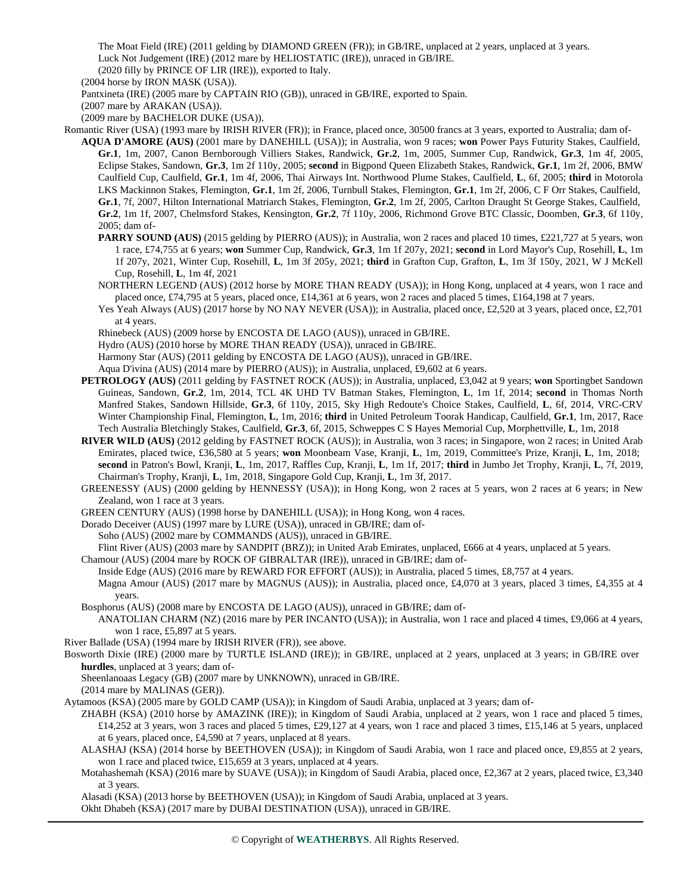The Moat Field (IRE) (2011 gelding by DIAMOND GREEN (FR)); in GB/IRE, unplaced at 2 years, unplaced at 3 years.
Luck Not Judgement (IRE) (2012 mare by HELIOSTATIC (IRE)), unraced in GB/IRE.
(2020 filly by PRINCE OF LIR (IRE)), exported to Italy.
(2004 horse by IRON MASK (USA)).
Pantxineta (IRE) (2005 mare by CAPTAIN RIO (GB)), unraced in GB/IRE, exported to Spain.
(2007 mare by ARAKAN (USA)).
(2009 mare by BACHELOR DUKE (USA)).

Romantic River (USA) (1993 mare by IRISH RIVER (FR)); in France, placed once, 30500 francs at 3 years, exported to Australia; dam of-

**AQUA D'AMORE (AUS)** (2001 mare by DANEHILL (USA)); in Australia, won 9 races; **won** Power Pays Futurity Stakes, Caulfield, **Gr.1**, 1m, 2007, Canon Bernborough Villiers Stakes, Randwick, **Gr.2**, 1m, 2005, Summer Cup, Randwick, **Gr.3**, 1m 4f, 2005, Eclipse Stakes, Sandown, **Gr.3**, 1m 2f 110y, 2005; **second** in Bigpond Queen Elizabeth Stakes, Randwick, **Gr.1**, 1m 2f, 2006, BMW Caulfield Cup, Caulfield, **Gr.1**, 1m 4f, 2006, Thai Airways Int. Northwood Plume Stakes, Caulfield, **L**, 6f, 2005; **third** in Motorola LKS Mackinnon Stakes, Flemington, **Gr.1**, 1m 2f, 2006, Turnbull Stakes, Flemington, **Gr.1**, 1m 2f, 2006, C F Orr Stakes, Caulfield, **Gr.1**, 7f, 2007, Hilton International Matriarch Stakes, Flemington, **Gr.2**, 1m 2f, 2005, Carlton Draught St George Stakes, Caulfield, **Gr.2**, 1m 1f, 2007, Chelmsford Stakes, Kensington, **Gr.2**, 7f 110y, 2006, Richmond Grove BTC Classic, Doomben, **Gr.3**, 6f 110y, 2005; dam of-

**PARRY SOUND (AUS)** (2015 gelding by PIERRO (AUS)); in Australia, won 2 races and placed 10 times, £221,727 at 5 years, won 1 race, £74,755 at 6 years; **won** Summer Cup, Randwick, **Gr.3**, 1m 1f 207y, 2021; **second** in Lord Mayor's Cup, Rosehill, **L**, 1m 1f 207y, 2021, Winter Cup, Rosehill, **L**, 1m 3f 205y, 2021; **third** in Grafton Cup, Grafton, **L**, 1m 3f 150y, 2021, W J McKell Cup, Rosehill, **L**, 1m 4f, 2021

NORTHERN LEGEND (AUS) (2012 horse by MORE THAN READY (USA)); in Hong Kong, unplaced at 4 years, won 1 race and placed once, £74,795 at 5 years, placed once, £14,361 at 6 years, won 2 races and placed 5 times, £164,198 at 7 years.

Yes Yeah Always (AUS) (2017 horse by NO NAY NEVER (USA)); in Australia, placed once, £2,520 at 3 years, placed once, £2,701 at 4 years.

Rhinebeck (AUS) (2009 horse by ENCOSTA DE LAGO (AUS)), unraced in GB/IRE.

Hydro (AUS) (2010 horse by MORE THAN READY (USA)), unraced in GB/IRE.

Harmony Star (AUS) (2011 gelding by ENCOSTA DE LAGO (AUS)), unraced in GB/IRE.

Aqua D'ivina (AUS) (2014 mare by PIERRO (AUS)); in Australia, unplaced, £9,602 at 6 years.

**PETROLOGY (AUS)** (2011 gelding by FASTNET ROCK (AUS)); in Australia, unplaced, £3,042 at 9 years; **won** Sportingbet Sandown Guineas, Sandown, **Gr.2**, 1m, 2014, TCL 4K UHD TV Batman Stakes, Flemington, **L**, 1m 1f, 2014; **second** in Thomas North Manfred Stakes, Sandown Hillside, **Gr.3**, 6f 110y, 2015, Sky High Redoute's Choice Stakes, Caulfield, **L**, 6f, 2014, VRC-CRV Winter Championship Final, Flemington, **L**, 1m, 2016; **third** in United Petroleum Toorak Handicap, Caulfield, **Gr.1**, 1m, 2017, Race Tech Australia Bletchingly Stakes, Caulfield, **Gr.3**, 6f, 2015, Schweppes C S Hayes Memorial Cup, Morphettville, **L**, 1m, 2018

**RIVER WILD (AUS)** (2012 gelding by FASTNET ROCK (AUS)); in Australia, won 3 races; in Singapore, won 2 races; in United Arab Emirates, placed twice, £36,580 at 5 years; **won** Moonbeam Vase, Kranji, **L**, 1m, 2019, Committee's Prize, Kranji, **L**, 1m, 2018; **second** in Patron's Bowl, Kranji, **L**, 1m, 2017, Raffles Cup, Kranji, **L**, 1m 1f, 2017; **third** in Jumbo Jet Trophy, Kranji, **L**, 7f, 2019, Chairman's Trophy, Kranji, **L**, 1m, 2018, Singapore Gold Cup, Kranji, **L**, 1m 3f, 2017.

GREENESSY (AUS) (2000 gelding by HENNESSY (USA)); in Hong Kong, won 2 races at 5 years, won 2 races at 6 years; in New Zealand, won 1 race at 3 years.

GREEN CENTURY (AUS) (1998 horse by DANEHILL (USA)); in Hong Kong, won 4 races.

Dorado Deceiver (AUS) (1997 mare by LURE (USA)), unraced in GB/IRE; dam of-

Soho (AUS) (2002 mare by COMMANDS (AUS)), unraced in GB/IRE.

Flint River (AUS) (2003 mare by SANDPIT (BRZ)); in United Arab Emirates, unplaced, £666 at 4 years, unplaced at 5 years.

Chamour (AUS) (2004 mare by ROCK OF GIBRALTAR (IRE)), unraced in GB/IRE; dam of-

Inside Edge (AUS) (2016 mare by REWARD FOR EFFORT (AUS)); in Australia, placed 5 times, £8,757 at 4 years.

Magna Amour (AUS) (2017 mare by MAGNUS (AUS)); in Australia, placed once, £4,070 at 3 years, placed 3 times, £4,355 at 4 years.

Bosphorus (AUS) (2008 mare by ENCOSTA DE LAGO (AUS)), unraced in GB/IRE; dam of-

ANATOLIAN CHARM (NZ) (2016 mare by PER INCANTO (USA)); in Australia, won 1 race and placed 4 times, £9,066 at 4 years, won 1 race, £5,897 at 5 years.

River Ballade (USA) (1994 mare by IRISH RIVER (FR)), see above.

Bosworth Dixie (IRE) (2000 mare by TURTLE ISLAND (IRE)); in GB/IRE, unplaced at 2 years, unplaced at 3 years; in GB/IRE over **hurdles**, unplaced at 3 years; dam of-

Sheenlanoaas Legacy (GB) (2007 mare by UNKNOWN), unraced in GB/IRE.

(2014 mare by MALINAS (GER)).

Aytamoos (KSA) (2005 mare by GOLD CAMP (USA)); in Kingdom of Saudi Arabia, unplaced at 3 years; dam of-

ZHABH (KSA) (2010 horse by AMAZINK (IRE)); in Kingdom of Saudi Arabia, unplaced at 2 years, won 1 race and placed 5 times, £14,252 at 3 years, won 3 races and placed 5 times, £29,127 at 4 years, won 1 race and placed 3 times, £15,146 at 5 years, unplaced at 6 years, placed once, £4,590 at 7 years, unplaced at 8 years.

ALASHAJ (KSA) (2014 horse by BEETHOVEN (USA)); in Kingdom of Saudi Arabia, won 1 race and placed once, £9,855 at 2 years, won 1 race and placed twice, £15,659 at 3 years, unplaced at 4 years.

Motahashemah (KSA) (2016 mare by SUAVE (USA)); in Kingdom of Saudi Arabia, placed once, £2,367 at 2 years, placed twice, £3,340 at 3 years.

Alasadi (KSA) (2013 horse by BEETHOVEN (USA)); in Kingdom of Saudi Arabia, unplaced at 3 years.

Okht Dhabeh (KSA) (2017 mare by DUBAI DESTINATION (USA)), unraced in GB/IRE.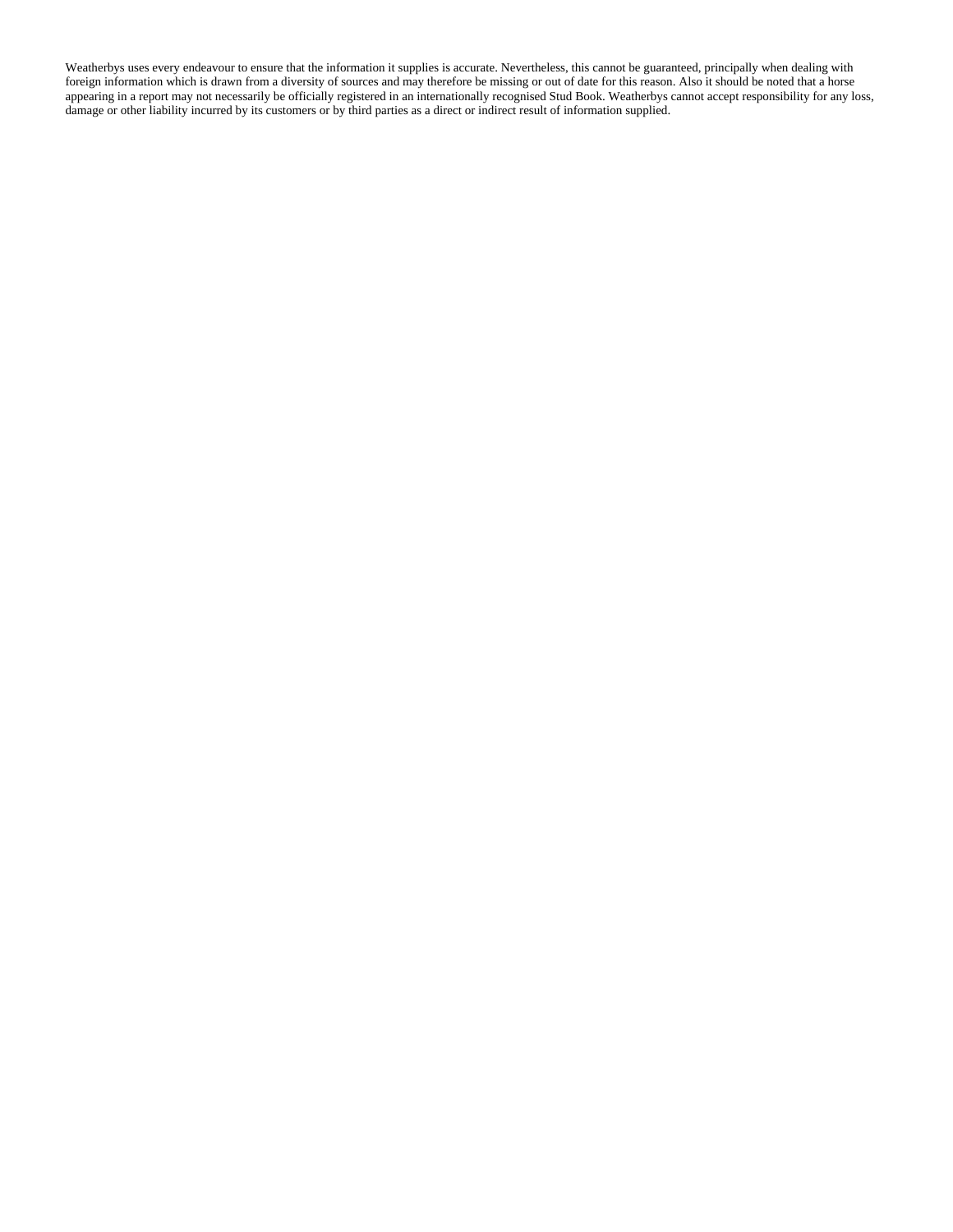Weatherbys uses every endeavour to ensure that the information it supplies is accurate. Nevertheless, this cannot be guaranteed, principally when dealing with foreign information which is drawn from a diversity of sources and may therefore be missing or out of date for this reason. Also it should be noted that a horse appearing in a report may not necessarily be officially registered in an internationally recognised Stud Book. Weatherbys cannot accept responsibility for any loss, damage or other liability incurred by its customers or by third parties as a direct or indirect result of information supplied.